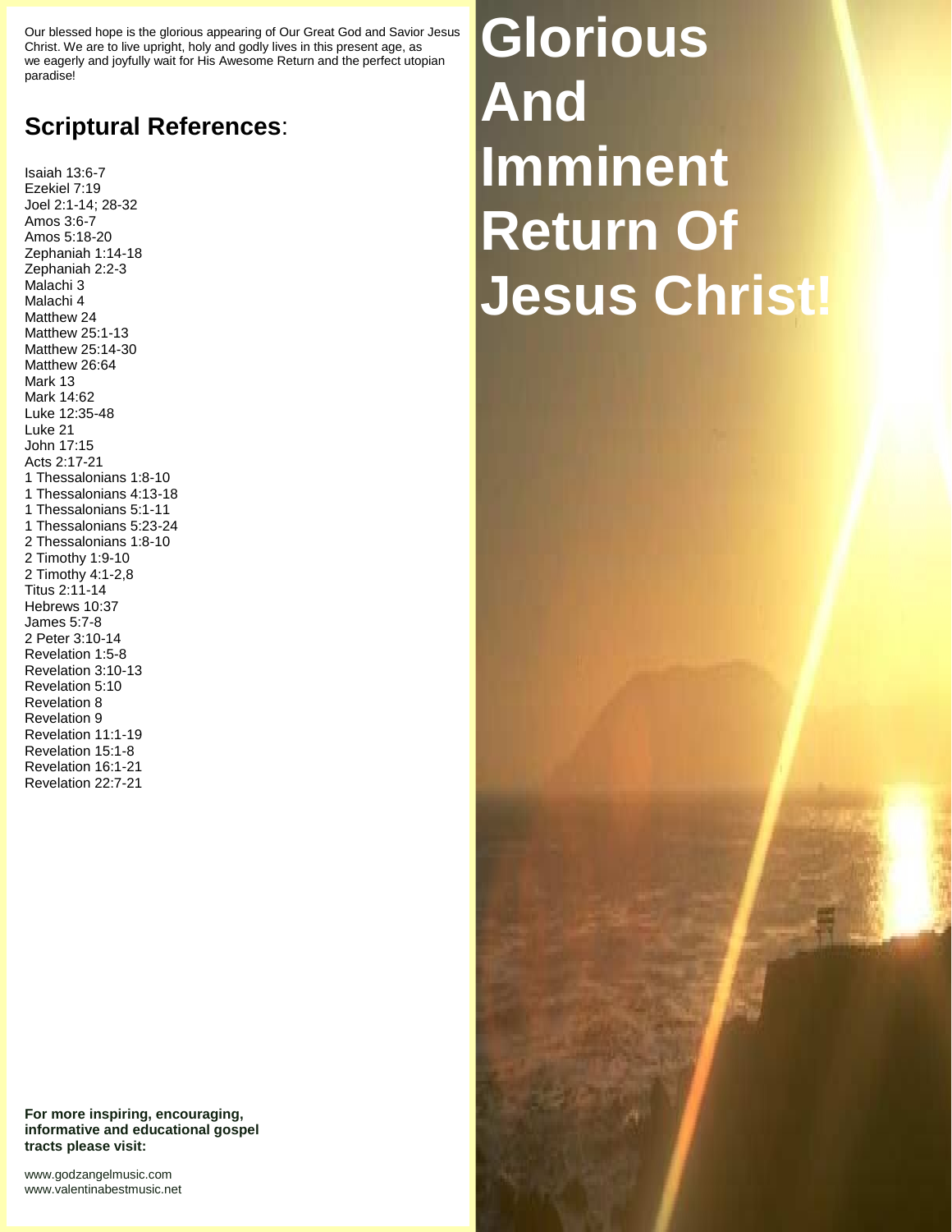# Glorious And Imminent Return Of Jesus Christ!

Our blessed hope is the glorious appearing of Our Great God and Savior Jesus Christ. We are to live upright, holy and godly lives in this present age, as we eagerly and joyfully wait for His Awesome Return and the perfect utopian paradise!

## Scriptural References:

Isaiah 13:6-7
Ezekiel 7:19
Joel 2:1-14; 28-32
Amos 3:6-7
Amos 5:18-20
Zephaniah 1:14-18
Zephaniah 2:2-3
Malachi 3
Malachi 4
Matthew 24
Matthew 25:1-13
Matthew 25:14-30
Matthew 26:64
Mark 13
Mark 14:62
Luke 12:35-48
Luke 21
John 17:15
Acts 2:17-21
1 Thessalonians 1:8-10
1 Thessalonians 4:13-18
1 Thessalonians 5:1-11
1 Thessalonians 5:23-24
2 Thessalonians 1:8-10
2 Timothy 1:9-10
2 Timothy 4:1-2,8
Titus 2:11-14
Hebrews 10:37
James 5:7-8
2 Peter 3:10-14
Revelation 1:5-8
Revelation 3:10-13
Revelation 5:10
Revelation 8
Revelation 9
Revelation 11:1-19
Revelation 15:1-8
Revelation 16:1-21
Revelation 22:7-21

**For more inspiring, encouraging, informative and educational gospel tracts please visit:**

www.godzangelmusic.com
www.valentinabestmusic.net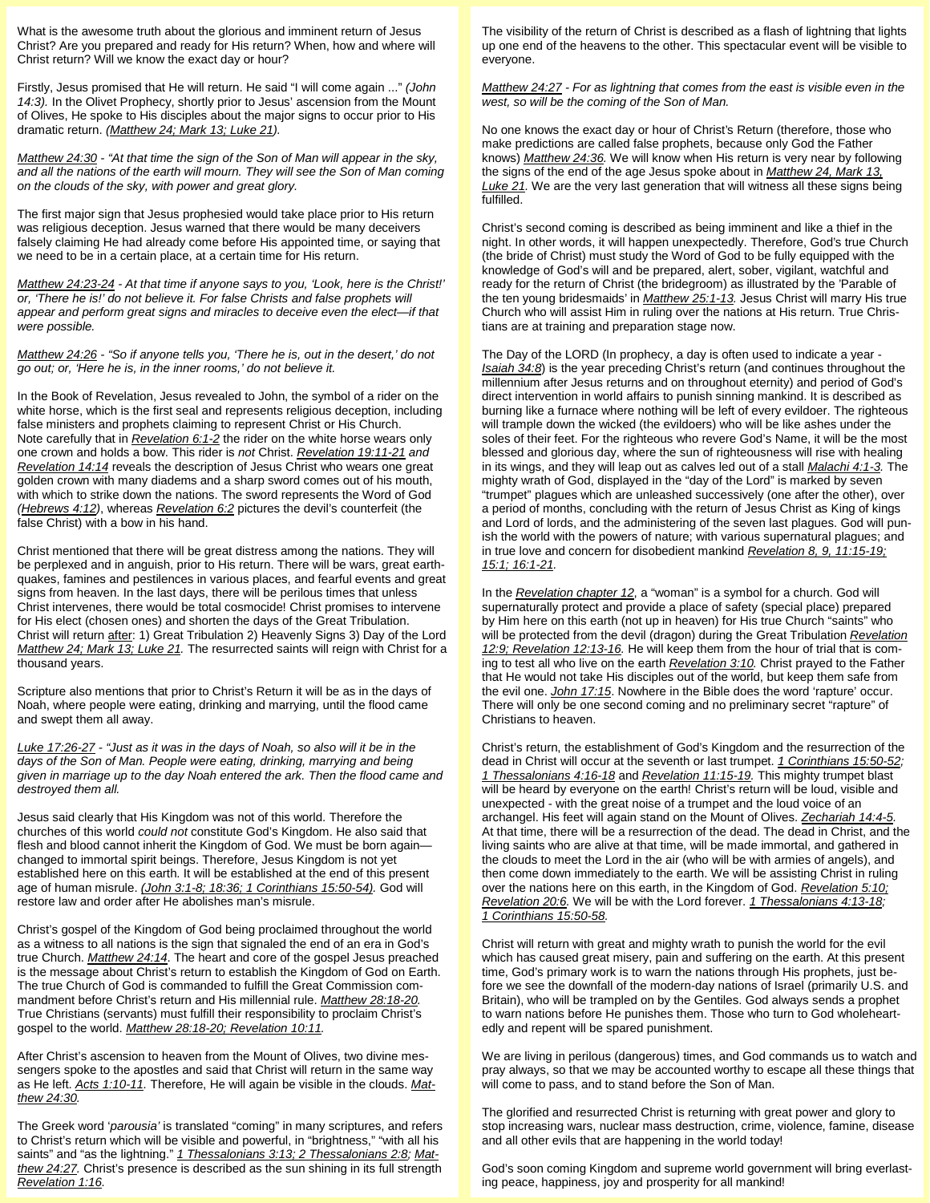What is the awesome truth about the glorious and imminent return of Jesus Christ? Are you prepared and ready for His return? When, how and where will Christ return? Will we know the exact day or hour?

Firstly, Jesus promised that He will return. He said "I will come again ..." *(John 14:3).* In the Olivet Prophecy, shortly prior to Jesus' ascension from the Mount of Olives, He spoke to His disciples about the major signs to occur prior to His dramatic return. *(Matthew 24; Mark 13; Luke 21).*

*Matthew 24:30 - "At that time the sign of the Son of Man will appear in the sky, and all the nations of the earth will mourn. They will see the Son of Man coming on the clouds of the sky, with power and great glory.*

The first major sign that Jesus prophesied would take place prior to His return was religious deception. Jesus warned that there would be many deceivers falsely claiming He had already come before His appointed time, or saying that we need to be in a certain place, at a certain time for His return.

*Matthew 24:23-24 - At that time if anyone says to you, 'Look, here is the Christ!' or, 'There he is!' do not believe it. For false Christs and false prophets will appear and perform great signs and miracles to deceive even the elect—if that were possible.*

*Matthew 24:26 - "So if anyone tells you, 'There he is, out in the desert,' do not go out; or, 'Here he is, in the inner rooms,' do not believe it.*

In the Book of Revelation, Jesus revealed to John, the symbol of a rider on the white horse, which is the first seal and represents religious deception, including false ministers and prophets claiming to represent Christ or His Church. Note carefully that in *Revelation 6:1-2* the rider on the white horse wears only one crown and holds a bow. This rider is *not* Christ. *Revelation 19:11-21 and Revelation 14:14* reveals the description of Jesus Christ who wears one great golden crown with many diadems and a sharp sword comes out of his mouth, with which to strike down the nations. The sword represents the Word of God *(Hebrews 4:12)*, whereas *Revelation 6:2* pictures the devil's counterfeit (the false Christ) with a bow in his hand.

Christ mentioned that there will be great distress among the nations. They will be perplexed and in anguish, prior to His return. There will be wars, great earthquakes, famines and pestilences in various places, and fearful events and great signs from heaven. In the last days, there will be perilous times that unless Christ intervenes, there would be total cosmocide! Christ promises to intervene for His elect (chosen ones) and shorten the days of the Great Tribulation. Christ will return after: 1) Great Tribulation 2) Heavenly Signs 3) Day of the Lord *Matthew 24; Mark 13; Luke 21.* The resurrected saints will reign with Christ for a thousand years.

Scripture also mentions that prior to Christ's Return it will be as in the days of Noah, where people were eating, drinking and marrying, until the flood came and swept them all away.

*Luke 17:26-27 - "Just as it was in the days of Noah, so also will it be in the days of the Son of Man. People were eating, drinking, marrying and being given in marriage up to the day Noah entered the ark. Then the flood came and destroyed them all.*

Jesus said clearly that His Kingdom was not of this world. Therefore the churches of this world *could not* constitute God's Kingdom. He also said that flesh and blood cannot inherit the Kingdom of God. We must be born again—changed to immortal spirit beings. Therefore, Jesus Kingdom is not yet established here on this earth. It will be established at the end of this present age of human misrule. *(John 3:1-8; 18:36; 1 Corinthians 15:50-54).* God will restore law and order after He abolishes man's misrule.

Christ's gospel of the Kingdom of God being proclaimed throughout the world as a witness to all nations is the sign that signaled the end of an era in God's true Church. *Matthew 24:14*. The heart and core of the gospel Jesus preached is the message about Christ's return to establish the Kingdom of God on Earth. The true Church of God is commanded to fulfill the Great Commission commandment before Christ's return and His millennial rule. *Matthew 28:18-20.* True Christians (servants) must fulfill their responsibility to proclaim Christ's gospel to the world. *Matthew 28:18-20; Revelation 10:11.*

After Christ's ascension to heaven from the Mount of Olives, two divine messengers spoke to the apostles and said that Christ will return in the same way as He left. *Acts 1:10-11.* Therefore, He will again be visible in the clouds. *Matthew 24:30.*

The Greek word '*parousia'* is translated "coming" in many scriptures, and refers to Christ's return which will be visible and powerful, in "brightness," "with all his saints" and "as the lightning." *1 Thessalonians 3:13; 2 Thessalonians 2:8; Matthew 24:27.* Christ's presence is described as the sun shining in its full strength *Revelation 1:16.*

The visibility of the return of Christ is described as a flash of lightning that lights up one end of the heavens to the other. This spectacular event will be visible to everyone.

*Matthew 24:27 - For as lightning that comes from the east is visible even in the west, so will be the coming of the Son of Man.*

No one knows the exact day or hour of Christ's Return (therefore, those who make predictions are called false prophets, because only God the Father knows) *Matthew 24:36.* We will know when His return is very near by following the signs of the end of the age Jesus spoke about in *Matthew 24, Mark 13, Luke 21.* We are the very last generation that will witness all these signs being fulfilled.

Christ's second coming is described as being imminent and like a thief in the night. In other words, it will happen unexpectedly. Therefore, God's true Church (the bride of Christ) must study the Word of God to be fully equipped with the knowledge of God's will and be prepared, alert, sober, vigilant, watchful and ready for the return of Christ (the bridegroom) as illustrated by the 'Parable of the ten young bridesmaids' in *Matthew 25:1-13.* Jesus Christ will marry His true Church who will assist Him in ruling over the nations at His return. True Christians are at training and preparation stage now.

The Day of the LORD (In prophecy, a day is often used to indicate a year - *Isaiah 34:8*) is the year preceding Christ's return (and continues throughout the millennium after Jesus returns and on throughout eternity) and period of God's direct intervention in world affairs to punish sinning mankind. It is described as burning like a furnace where nothing will be left of every evildoer. The righteous will trample down the wicked (the evildoers) who will be like ashes under the soles of their feet. For the righteous who revere God's Name, it will be the most blessed and glorious day, where the sun of righteousness will rise with healing in its wings, and they will leap out as calves led out of a stall *Malachi 4:1-3.* The mighty wrath of God, displayed in the "day of the Lord" is marked by seven "trumpet" plagues which are unleashed successively (one after the other), over a period of months, concluding with the return of Jesus Christ as King of kings and Lord of lords, and the administering of the seven last plagues. God will punish the world with the powers of nature; with various supernatural plagues; and in true love and concern for disobedient mankind *Revelation 8, 9, 11:15-19; 15:1; 16:1-21.*

In the *Revelation chapter 12*, a "woman" is a symbol for a church. God will supernaturally protect and provide a place of safety (special place) prepared by Him here on this earth (not up in heaven) for His true Church "saints" who will be protected from the devil (dragon) during the Great Tribulation *Revelation 12:9; Revelation 12:13-16.* He will keep them from the hour of trial that is coming to test all who live on the earth *Revelation 3:10.* Christ prayed to the Father that He would not take His disciples out of the world, but keep them safe from the evil one. *John 17:15*. Nowhere in the Bible does the word 'rapture' occur. There will only be one second coming and no preliminary secret "rapture" of Christians to heaven.

Christ's return, the establishment of God's Kingdom and the resurrection of the dead in Christ will occur at the seventh or last trumpet. *1 Corinthians 15:50-52; 1 Thessalonians 4:16-18* and *Revelation 11:15-19.* This mighty trumpet blast will be heard by everyone on the earth! Christ's return will be loud, visible and unexpected - with the great noise of a trumpet and the loud voice of an archangel. His feet will again stand on the Mount of Olives. *Zechariah 14:4-5.* At that time, there will be a resurrection of the dead. The dead in Christ, and the living saints who are alive at that time, will be made immortal, and gathered in the clouds to meet the Lord in the air (who will be with armies of angels), and then come down immediately to the earth. We will be assisting Christ in ruling over the nations here on this earth, in the Kingdom of God. *Revelation 5:10; Revelation 20:6.* We will be with the Lord forever. *1 Thessalonians 4:13-18; 1 Corinthians 15:50-58.*

Christ will return with great and mighty wrath to punish the world for the evil which has caused great misery, pain and suffering on the earth. At this present time, God's primary work is to warn the nations through His prophets, just before we see the downfall of the modern-day nations of Israel (primarily U.S. and Britain), who will be trampled on by the Gentiles. God always sends a prophet to warn nations before He punishes them. Those who turn to God wholeheartedly and repent will be spared punishment.

We are living in perilous (dangerous) times, and God commands us to watch and pray always, so that we may be accounted worthy to escape all these things that will come to pass, and to stand before the Son of Man.

The glorified and resurrected Christ is returning with great power and glory to stop increasing wars, nuclear mass destruction, crime, violence, famine, disease and all other evils that are happening in the world today!

God's soon coming Kingdom and supreme world government will bring everlasting peace, happiness, joy and prosperity for all mankind!